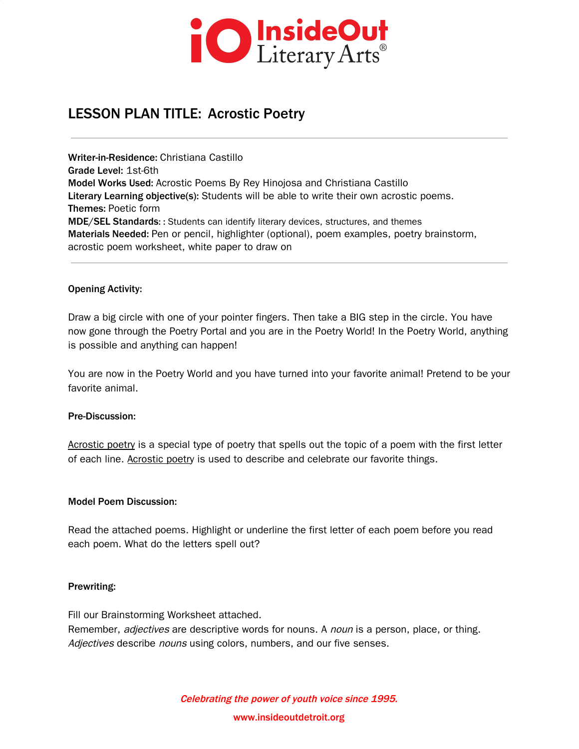# LESSON PLAN TITLE: Acrostic Poetry

---

**Writer-in-Residence:** Christiana Castillo
**Grade Level:** 1st-6th
**Model Works Used:** Acrostic Poems By Rey Hinojosa and Christiana Castillo
**Literary Learning objective(s):** Students will be able to write their own acrostic poems.
**Themes:** Poetic form
**MDE/SEL Standards:** : Students can identify literary devices, structures, and themes
**Materials Needed:** Pen or pencil, highlighter (optional), poem examples, poetry brainstorm, acrostic poem worksheet, white paper to draw on

---

**Opening Activity:**

Draw a big circle with one of your pointer fingers. Then take a BIG step in the circle. You have now gone through the Poetry Portal and you are in the Poetry World! In the Poetry World, anything is possible and anything can happen!

You are now in the Poetry World and you have turned into your favorite animal! Pretend to be your favorite animal.

**Pre-Discussion:**

<u>Acrostic poetry</u> is a special type of poetry that spells out the topic of a poem with the first letter of each line. <u>Acrostic poetry</u> is used to describe and celebrate our favorite things.

**Model Poem Discussion:**

Read the attached poems. Highlight or underline the first letter of each poem before you read each poem. What do the letters spell out?

**Prewriting:**

Fill our Brainstorming Worksheet attached.
Remember, *adjectives* are descriptive words for nouns. A *noun* is a person, place, or thing. *Adjectives* describe *nouns* using colors, numbers, and our five senses.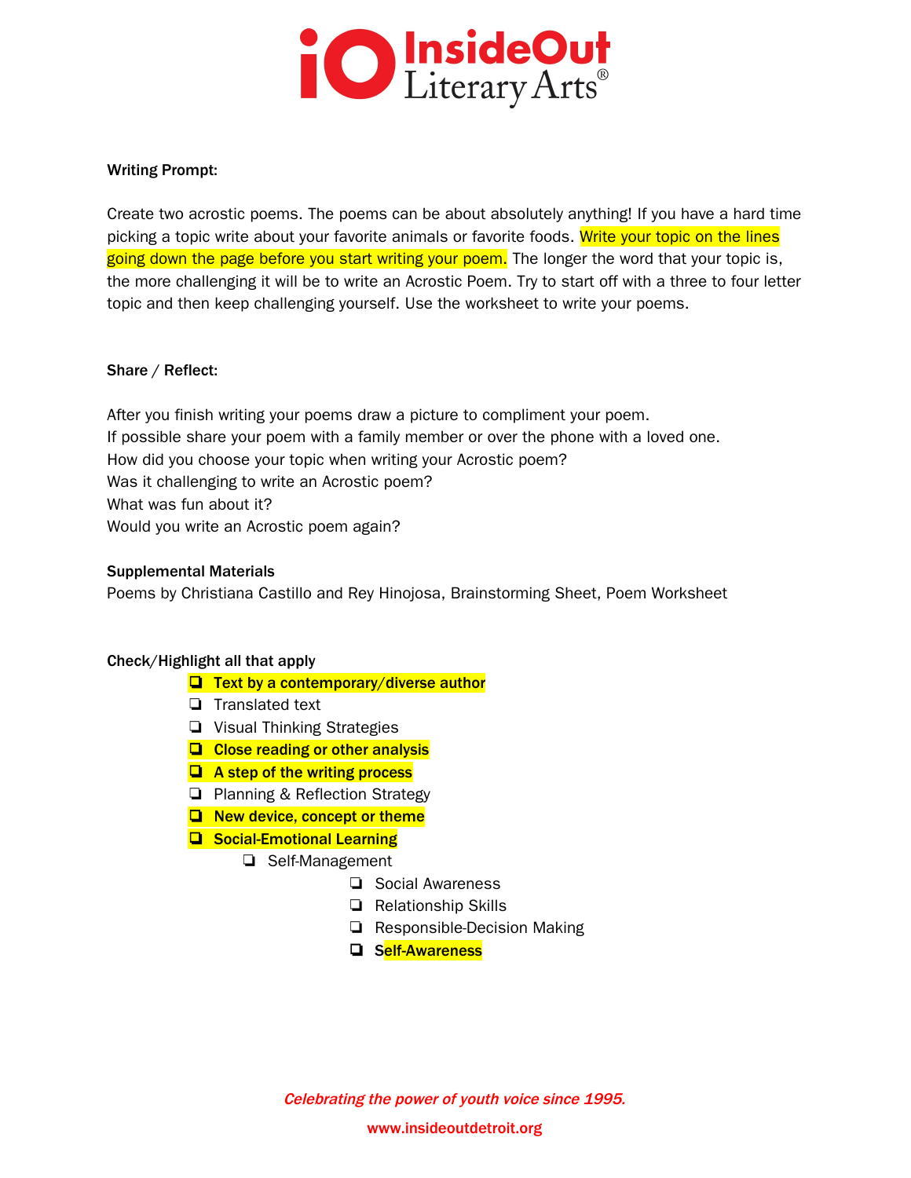**Writing Prompt:**

Create two acrostic poems. The poems can be about absolutely anything! If you have a hard time picking a topic write about your favorite animals or favorite foods. Write your topic on the lines going down the page before you start writing your poem. The longer the word that your topic is, the more challenging it will be to write an Acrostic Poem. Try to start off with a three to four letter topic and then keep challenging yourself. Use the worksheet to write your poems.

**Share / Reflect:**

After you finish writing your poems draw a picture to compliment your poem.
If possible share your poem with a family member or over the phone with a loved one.
How did you choose your topic when writing your Acrostic poem?
Was it challenging to write an Acrostic poem?
What was fun about it?
Would you write an Acrostic poem again?

**Supplemental Materials**
Poems by Christiana Castillo and Rey Hinojosa, Brainstorming Sheet, Poem Worksheet

**Check/Highlight all that apply**

- [x] **Text by a contemporary/diverse author**
- [ ] Translated text
- [ ] Visual Thinking Strategies
- [x] **Close reading or other analysis**
- [x] **A step of the writing process**
- [ ] Planning & Reflection Strategy
- [x] **New device, concept or theme**
- [x] **Social-Emotional Learning**
    - [ ] Self-Management
    - [ ] Social Awareness
    - [ ] Relationship Skills
    - [ ] Responsible-Decision Making
    - [x] **Self-Awareness**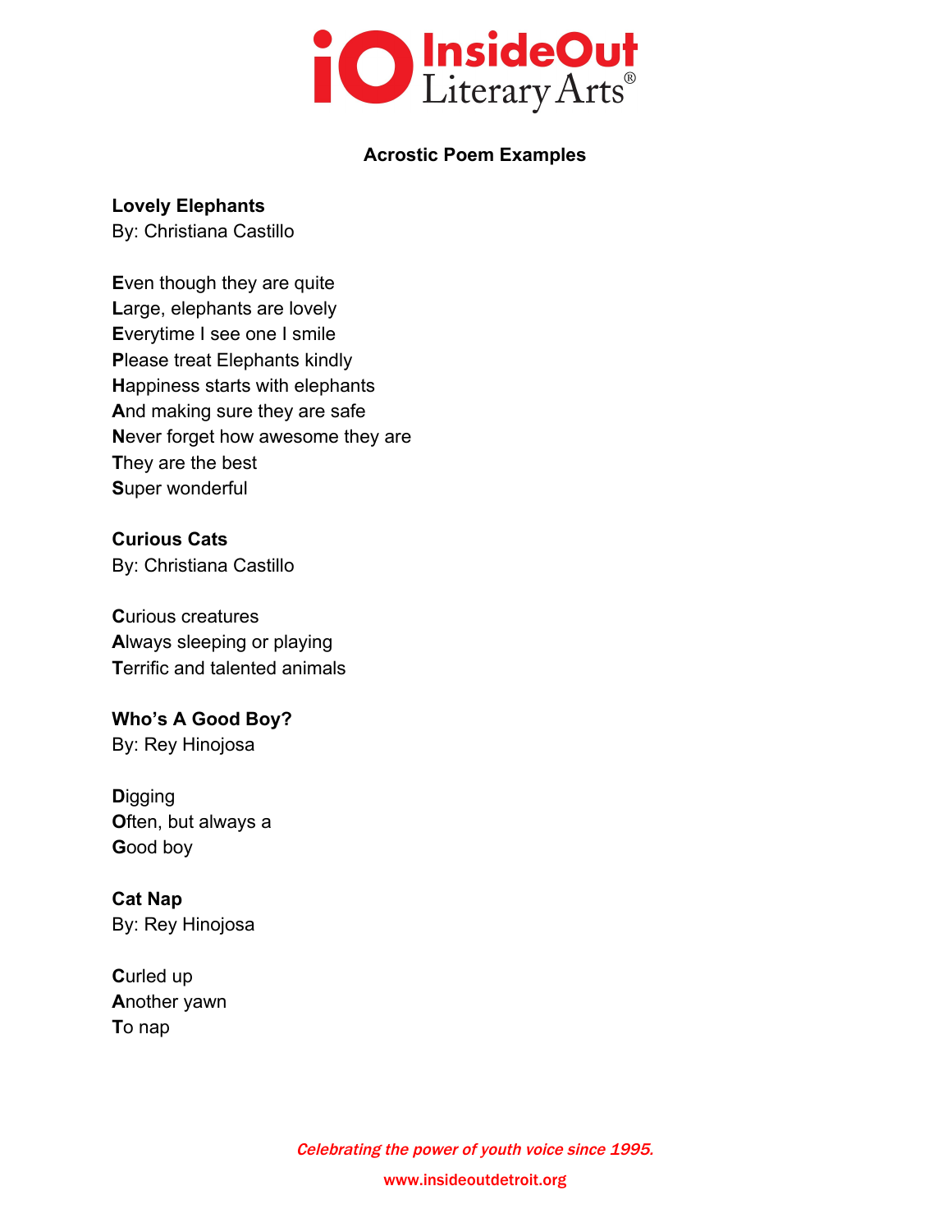**Acrostic Poem Examples**

**Lovely Elephants**
By: Christiana Castillo

**E**ven though they are quite
**L**arge, elephants are lovely
**E**verytime I see one I smile
**P**lease treat Elephants kindly
**H**appiness starts with elephants
**A**nd making sure they are safe
**N**ever forget how awesome they are
**T**hey are the best
**S**uper wonderful

**Curious Cats**
By: Christiana Castillo

**C**urious creatures
**A**lways sleeping or playing
**T**errific and talented animals

**Who's A Good Boy?**
By: Rey Hinojosa

**D**igging
**O**ften, but always a
**G**ood boy

**Cat Nap**
By: Rey Hinojosa

**C**urled up
**A**nother yawn
**T**o nap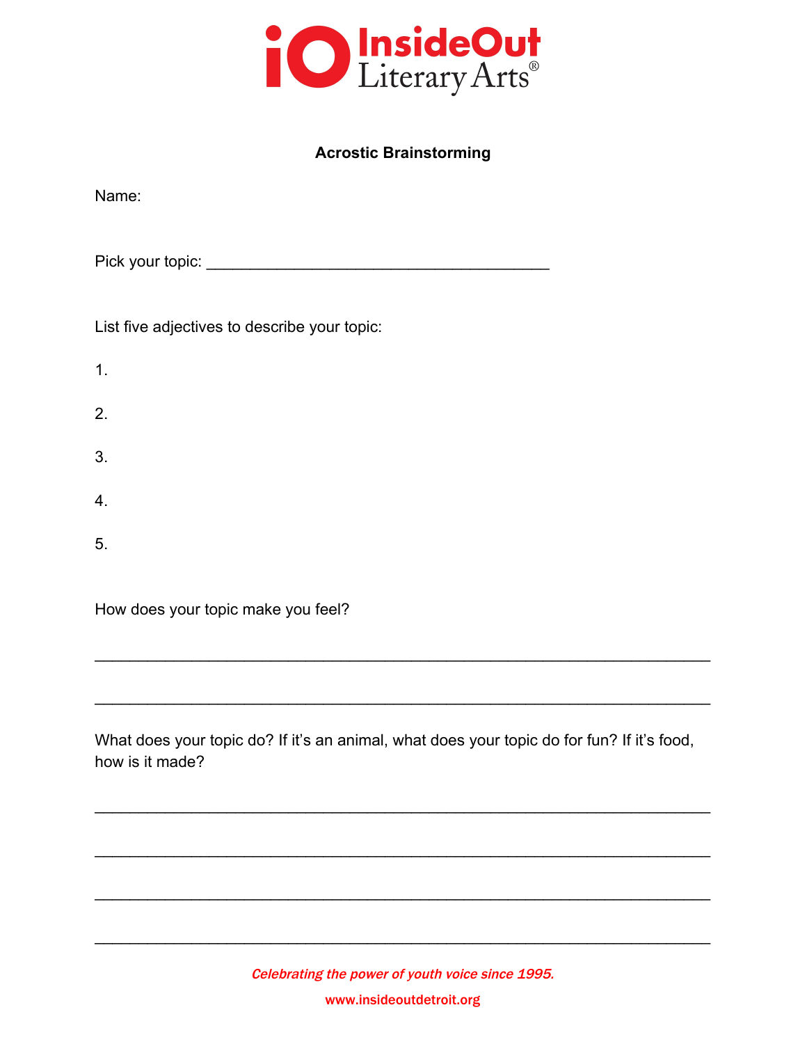InsideOut Literary Arts®

**Acrostic Brainstorming**

Name:

Pick your topic: ________________________________________

List five adjectives to describe your topic:

1.

2.

3.

4.

5.

How does your topic make you feel?

________________________________________________________________________

________________________________________________________________________

What does your topic do? If it's an animal, what does your topic do for fun? If it's food, how is it made?

________________________________________________________________________

________________________________________________________________________

________________________________________________________________________

________________________________________________________________________

*Celebrating the power of youth voice since 1995.*

www.insideoutdetroit.org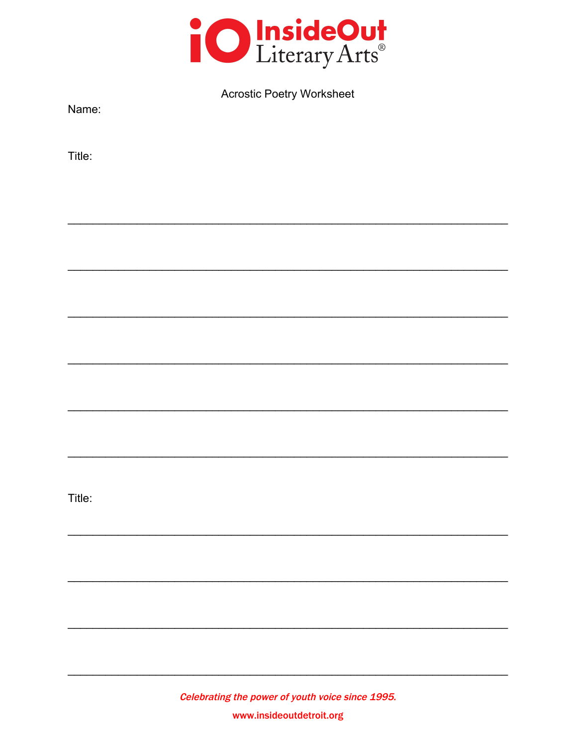InsideOut Literary Arts®

Acrostic Poetry Worksheet

Name:

Title:

________________________________________________________________

________________________________________________________________

________________________________________________________________

________________________________________________________________

________________________________________________________________

________________________________________________________________

Title:

________________________________________________________________

________________________________________________________________

________________________________________________________________

________________________________________________________________

*Celebrating the power of youth voice since 1995.*

**www.insideoutdetroit.org**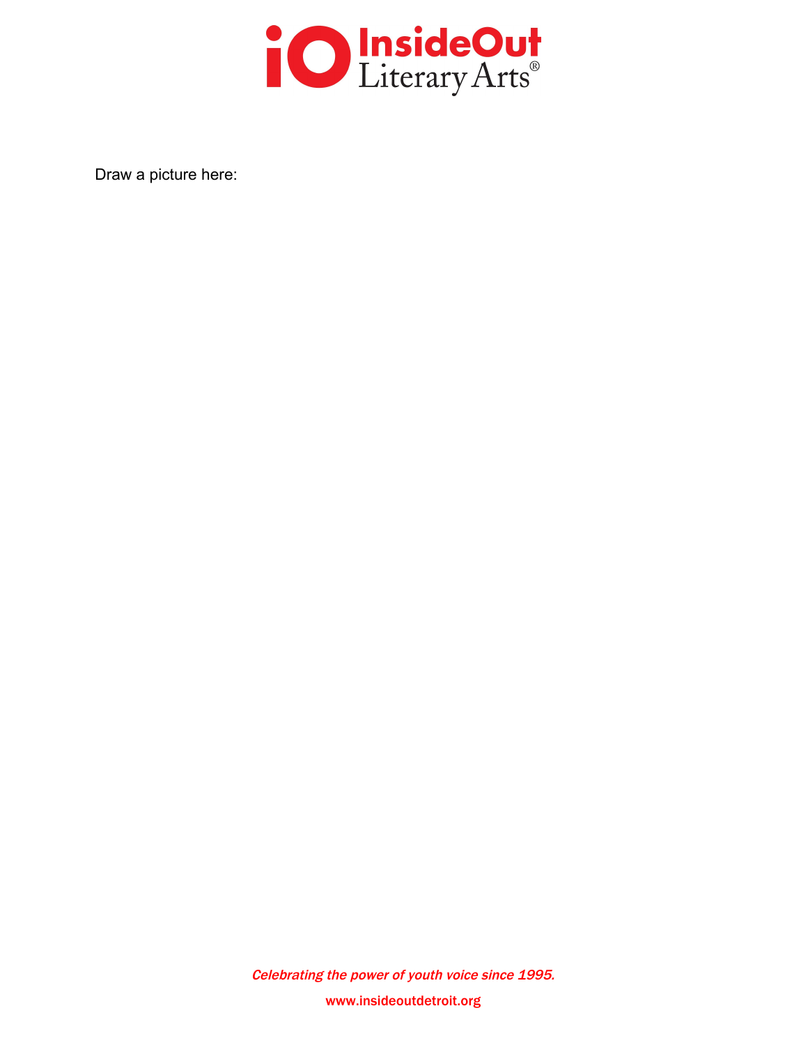# InsideOut Literary Arts®

Draw a picture here:

*Celebrating the power of youth voice since 1995.*

www.insideoutdetroit.org